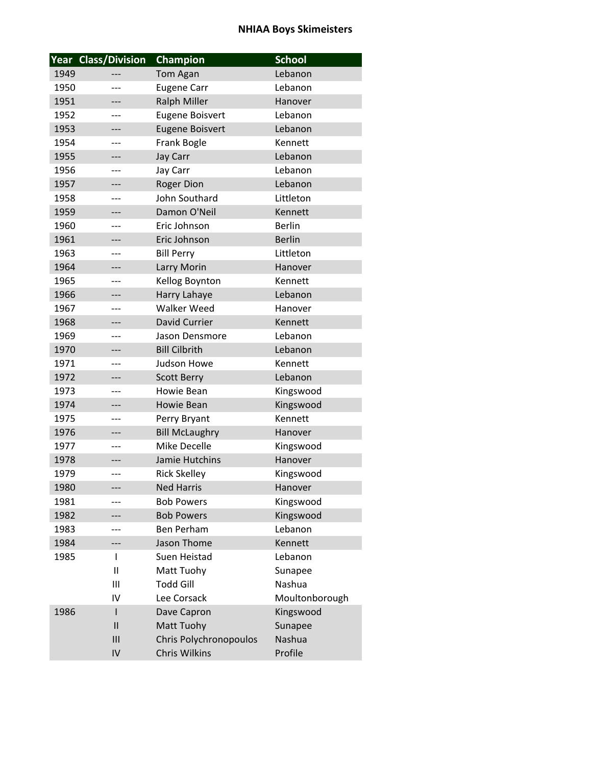# NHIAA Boys Skimeisters

| Year | Class/Division | Champion | School |
|---|---|---|---|
| 1949 | --- | Tom Agan | Lebanon |
| 1950 | --- | Eugene Carr | Lebanon |
| 1951 | --- | Ralph Miller | Hanover |
| 1952 | --- | Eugene Boisvert | Lebanon |
| 1953 | --- | Eugene Boisvert | Lebanon |
| 1954 | --- | Frank Bogle | Kennett |
| 1955 | --- | Jay Carr | Lebanon |
| 1956 | --- | Jay Carr | Lebanon |
| 1957 | --- | Roger Dion | Lebanon |
| 1958 | --- | John Southard | Littleton |
| 1959 | --- | Damon O'Neil | Kennett |
| 1960 | --- | Eric Johnson | Berlin |
| 1961 | --- | Eric Johnson | Berlin |
| 1963 | --- | Bill Perry | Littleton |
| 1964 | --- | Larry Morin | Hanover |
| 1965 | --- | Kellog Boynton | Kennett |
| 1966 | --- | Harry Lahaye | Lebanon |
| 1967 | --- | Walker Weed | Hanover |
| 1968 | --- | David Currier | Kennett |
| 1969 | --- | Jason Densmore | Lebanon |
| 1970 | --- | Bill Cilbrith | Lebanon |
| 1971 | --- | Judson Howe | Kennett |
| 1972 | --- | Scott Berry | Lebanon |
| 1973 | --- | Howie Bean | Kingswood |
| 1974 | --- | Howie Bean | Kingswood |
| 1975 | --- | Perry Bryant | Kennett |
| 1976 | --- | Bill McLaughry | Hanover |
| 1977 | --- | Mike Decelle | Kingswood |
| 1978 | --- | Jamie Hutchins | Hanover |
| 1979 | --- | Rick Skelley | Kingswood |
| 1980 | --- | Ned Harris | Hanover |
| 1981 | --- | Bob Powers | Kingswood |
| 1982 | --- | Bob Powers | Kingswood |
| 1983 | --- | Ben Perham | Lebanon |
| 1984 | --- | Jason Thome | Kennett |
| 1985 | I | Suen Heistad | Lebanon |
| | II | Matt Tuohy | Sunapee |
| | III | Todd Gill | Nashua |
| | IV | Lee Corsack | Moultonborough |
| 1986 | I | Dave Capron | Kingswood |
| | II | Matt Tuohy | Sunapee |
| | III | Chris Polychronopoulos | Nashua |
| | IV | Chris Wilkins | Profile |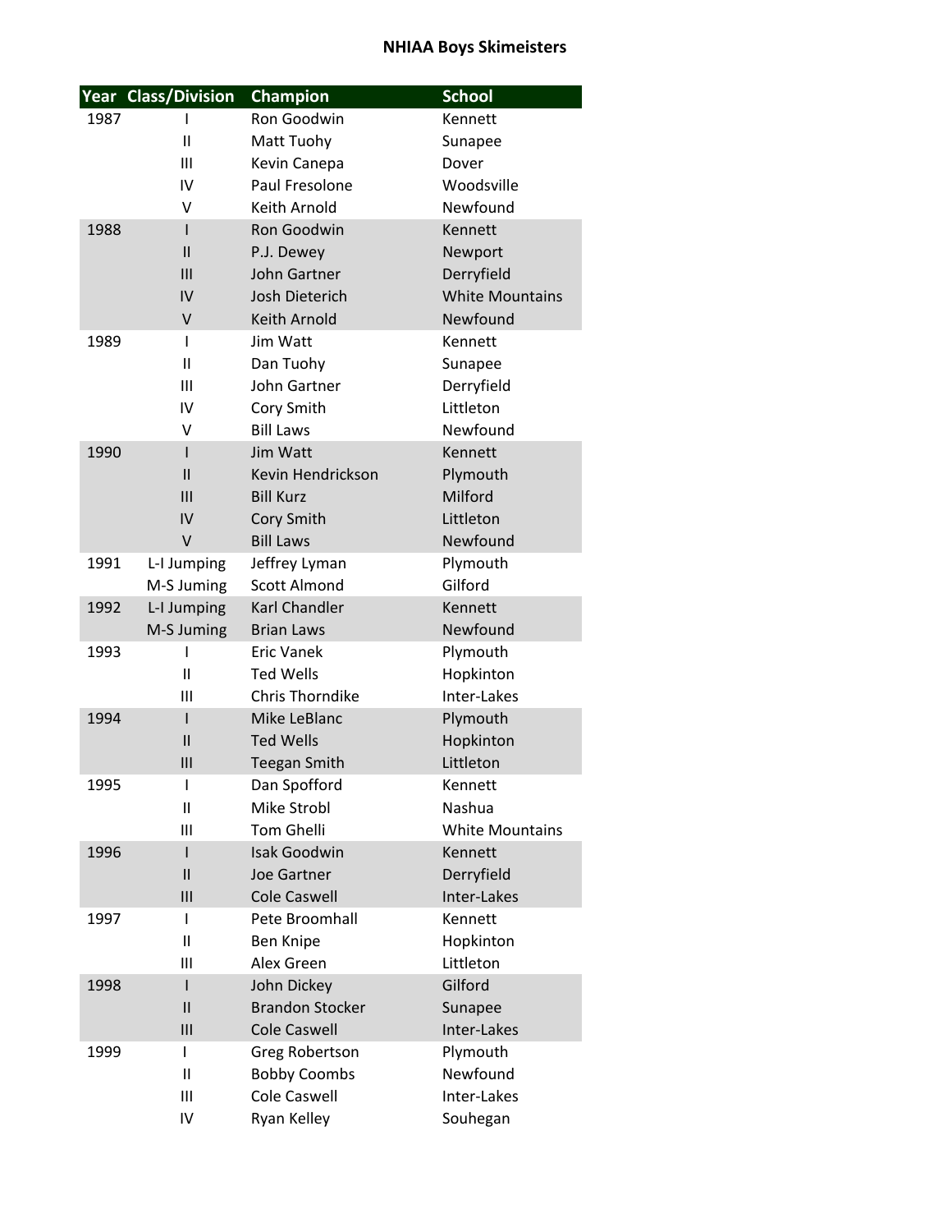# NHIAA Boys Skimeisters

| Year | Class/Division | Champion | School |
|---|---|---|---|
| 1987 | I | Ron Goodwin | Kennett |
| | II | Matt Tuohy | Sunapee |
| | III | Kevin Canepa | Dover |
| | IV | Paul Fresolone | Woodsville |
| | V | Keith Arnold | Newfound |
| 1988 | I | Ron Goodwin | Kennett |
| | II | P.J. Dewey | Newport |
| | III | John Gartner | Derryfield |
| | IV | Josh Dieterich | White Mountains |
| | V | Keith Arnold | Newfound |
| 1989 | I | Jim Watt | Kennett |
| | II | Dan Tuohy | Sunapee |
| | III | John Gartner | Derryfield |
| | IV | Cory Smith | Littleton |
| | V | Bill Laws | Newfound |
| 1990 | I | Jim Watt | Kennett |
| | II | Kevin Hendrickson | Plymouth |
| | III | Bill Kurz | Milford |
| | IV | Cory Smith | Littleton |
| | V | Bill Laws | Newfound |
| 1991 | L-I Jumping | Jeffrey Lyman | Plymouth |
| | M-S Juming | Scott Almond | Gilford |
| 1992 | L-I Jumping | Karl Chandler | Kennett |
| | M-S Juming | Brian Laws | Newfound |
| 1993 | I | Eric Vanek | Plymouth |
| | II | Ted Wells | Hopkinton |
| | III | Chris Thorndike | Inter-Lakes |
| 1994 | I | Mike LeBlanc | Plymouth |
| | II | Ted Wells | Hopkinton |
| | III | Teegan Smith | Littleton |
| 1995 | I | Dan Spofford | Kennett |
| | II | Mike Strobl | Nashua |
| | III | Tom Ghelli | White Mountains |
| 1996 | I | Isak Goodwin | Kennett |
| | II | Joe Gartner | Derryfield |
| | III | Cole Caswell | Inter-Lakes |
| 1997 | I | Pete Broomhall | Kennett |
| | II | Ben Knipe | Hopkinton |
| | III | Alex Green | Littleton |
| 1998 | I | John Dickey | Gilford |
| | II | Brandon Stocker | Sunapee |
| | III | Cole Caswell | Inter-Lakes |
| 1999 | I | Greg Robertson | Plymouth |
| | II | Bobby Coombs | Newfound |
| | III | Cole Caswell | Inter-Lakes |
| | IV | Ryan Kelley | Souhegan |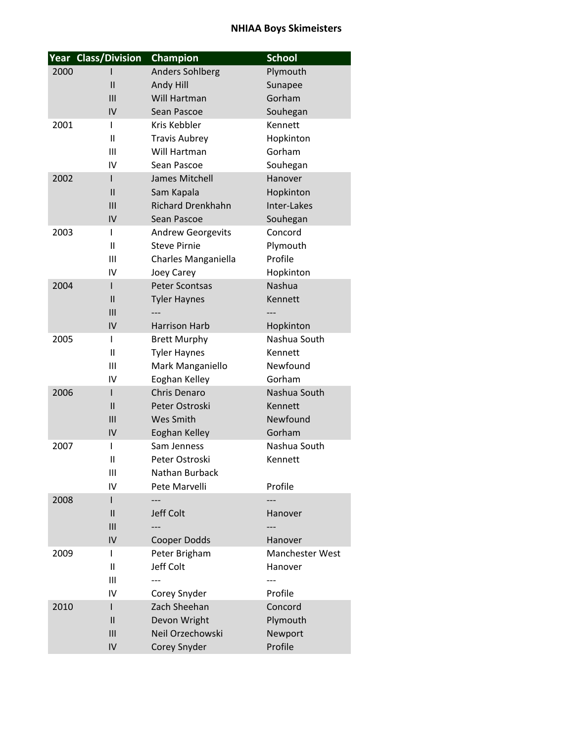# NHIAA Boys Skimeisters

| Year | Class/Division | Champion | School |
|---|---|---|---|
| 2000 | I | Anders Sohlberg | Plymouth |
| | II | Andy Hill | Sunapee |
| | III | Will Hartman | Gorham |
| | IV | Sean Pascoe | Souhegan |
| 2001 | I | Kris Kebbler | Kennett |
| | II | Travis Aubrey | Hopkinton |
| | III | Will Hartman | Gorham |
| | IV | Sean Pascoe | Souhegan |
| 2002 | I | James Mitchell | Hanover |
| | II | Sam Kapala | Hopkinton |
| | III | Richard Drenkhahn | Inter-Lakes |
| | IV | Sean Pascoe | Souhegan |
| 2003 | I | Andrew Georgevits | Concord |
| | II | Steve Pirnie | Plymouth |
| | III | Charles Manganiella | Profile |
| | IV | Joey Carey | Hopkinton |
| 2004 | I | Peter Scontsas | Nashua |
| | II | Tyler Haynes | Kennett |
| | III | --- | --- |
| | IV | Harrison Harb | Hopkinton |
| 2005 | I | Brett Murphy | Nashua South |
| | II | Tyler Haynes | Kennett |
| | III | Mark Manganiello | Newfound |
| | IV | Eoghan Kelley | Gorham |
| 2006 | I | Chris Denaro | Nashua South |
| | II | Peter Ostroski | Kennett |
| | III | Wes Smith | Newfound |
| | IV | Eoghan Kelley | Gorham |
| 2007 | I | Sam Jenness | Nashua South |
| | II | Peter Ostroski | Kennett |
| | III | Nathan Burback | |
| | IV | Pete Marvelli | Profile |
| 2008 | I | --- | --- |
| | II | Jeff Colt | Hanover |
| | III | --- | --- |
| | IV | Cooper Dodds | Hanover |
| 2009 | I | Peter Brigham | Manchester West |
| | II | Jeff Colt | Hanover |
| | III | --- | --- |
| | IV | Corey Snyder | Profile |
| 2010 | I | Zach Sheehan | Concord |
| | II | Devon Wright | Plymouth |
| | III | Neil Orzechowski | Newport |
| | IV | Corey Snyder | Profile |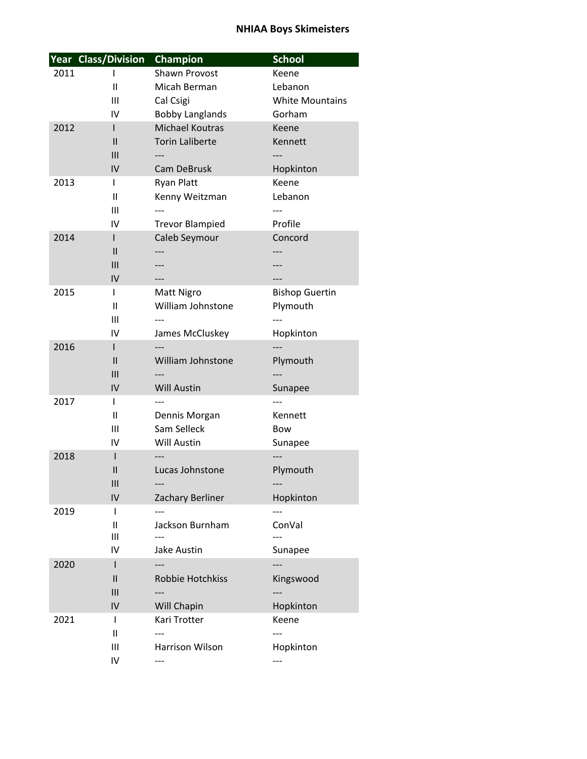# NHIAA Boys Skimeisters

| Year | Class/Division | Champion | School |
|---|---|---|---|
| 2011 | I | Shawn Provost | Keene |
| | II | Micah Berman | Lebanon |
| | III | Cal Csigi | White Mountains |
| | IV | Bobby Langlands | Gorham |
| 2012 | I | Michael Koutras | Keene |
| | II | Torin Laliberte | Kennett |
| | III | --- | --- |
| | IV | Cam DeBrusk | Hopkinton |
| 2013 | I | Ryan Platt | Keene |
| | II | Kenny Weitzman | Lebanon |
| | III | --- | --- |
| | IV | Trevor Blampied | Profile |
| 2014 | I | Caleb Seymour | Concord |
| | II | --- | --- |
| | III | --- | --- |
| | IV | --- | --- |
| 2015 | I | Matt Nigro | Bishop Guertin |
| | II | William Johnstone | Plymouth |
| | III | --- | --- |
| | IV | James McCluskey | Hopkinton |
| 2016 | I | --- | --- |
| | II | William Johnstone | Plymouth |
| | III | --- | --- |
| | IV | Will Austin | Sunapee |
| 2017 | I | --- | --- |
| | II | Dennis Morgan | Kennett |
| | III | Sam Selleck | Bow |
| | IV | Will Austin | Sunapee |
| 2018 | I | --- | --- |
| | II | Lucas Johnstone | Plymouth |
| | III | --- | --- |
| | IV | Zachary Berliner | Hopkinton |
| 2019 | I | --- | --- |
| | II | Jackson Burnham | ConVal |
| | III | --- | --- |
| | IV | Jake Austin | Sunapee |
| 2020 | I | --- | --- |
| | II | Robbie Hotchkiss | Kingswood |
| | III | --- | --- |
| | IV | Will Chapin | Hopkinton |
| 2021 | I | Kari Trotter | Keene |
| | II | --- | --- |
| | III | Harrison Wilson | Hopkinton |
| | IV | --- | --- |